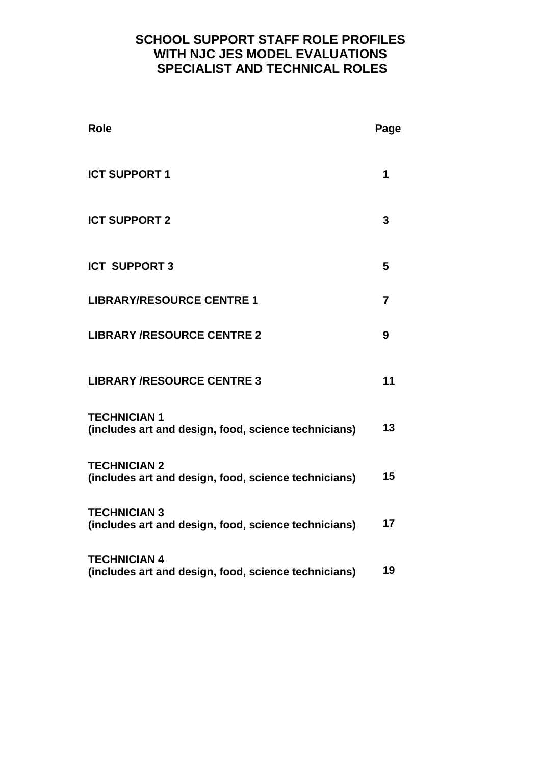# SCHOOL SUPPORT STAFF ROLE PROFILES WITH NJC JES MODEL EVALUATIONS SPECIALIST AND TECHNICAL ROLES

| Role | Page |
|---|---|
| **ICT SUPPORT 1** | **1** |
| **ICT SUPPORT 2** | **3** |
| **ICT SUPPORT 3** | **5** |
| **LIBRARY/RESOURCE CENTRE 1** | **7** |
| **LIBRARY /RESOURCE CENTRE 2** | **9** |
| **LIBRARY /RESOURCE CENTRE 3** | **11** |
| **TECHNICIAN 1 (includes art and design, food, science technicians)** | **13** |
| **TECHNICIAN 2 (includes art and design, food, science technicians)** | **15** |
| **TECHNICIAN 3 (includes art and design, food, science technicians)** | **17** |
| **TECHNICIAN 4 (includes art and design, food, science technicians)** | **19** |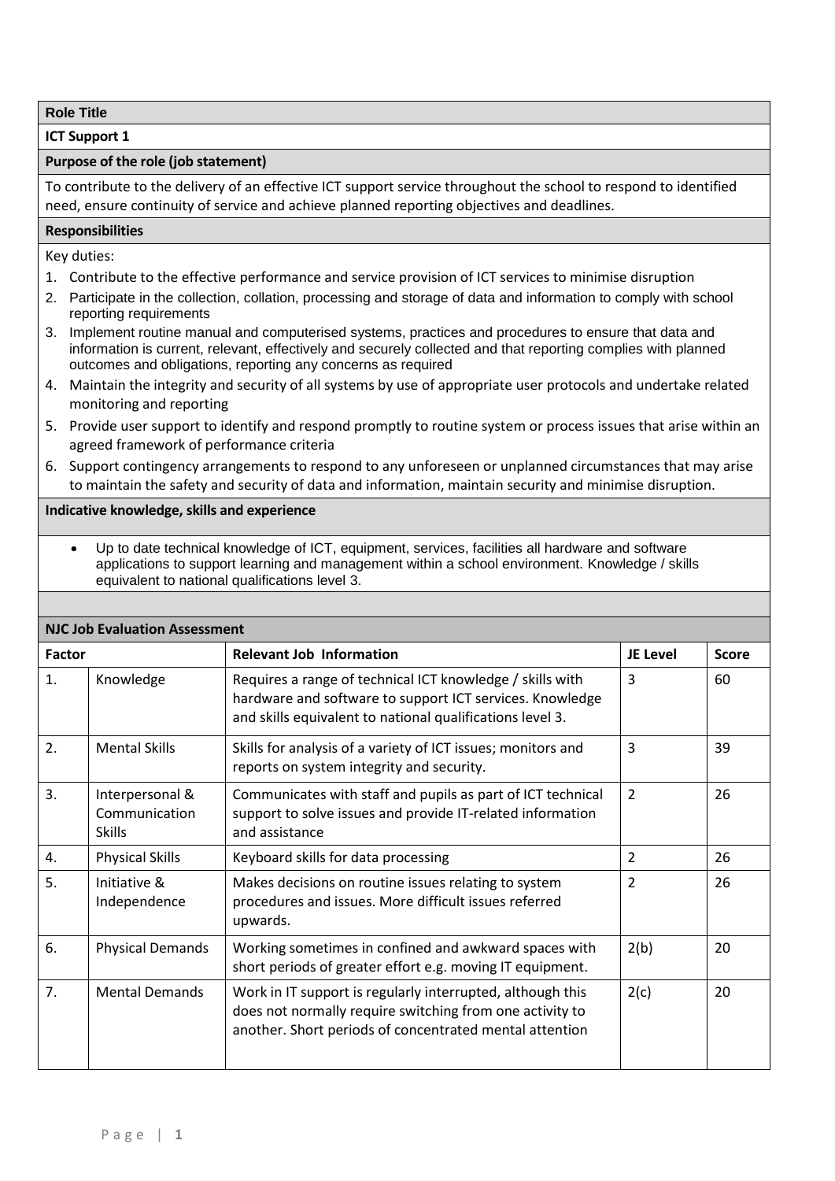**Role Title**

**ICT Support 1**

**Purpose of the role (job statement)**

To contribute to the delivery of an effective ICT support service throughout the school to respond to identified need, ensure continuity of service and achieve planned reporting objectives and deadlines.

**Responsibilities**

Key duties:

1. Contribute to the effective performance and service provision of ICT services to minimise disruption
2. Participate in the collection, collation, processing and storage of data and information to comply with school reporting requirements
3. Implement routine manual and computerised systems, practices and procedures to ensure that data and information is current, relevant, effectively and securely collected and that reporting complies with planned outcomes and obligations, reporting any concerns as required
4. Maintain the integrity and security of all systems by use of appropriate user protocols and undertake related monitoring and reporting
5. Provide user support to identify and respond promptly to routine system or process issues that arise within an agreed framework of performance criteria
6. Support contingency arrangements to respond to any unforeseen or unplanned circumstances that may arise to maintain the safety and security of data and information, maintain security and minimise disruption.

**Indicative knowledge, skills and experience**

- Up to date technical knowledge of ICT, equipment, services, facilities all hardware and software applications to support learning and management within a school environment. Knowledge / skills equivalent to national qualifications level 3.

**NJC Job Evaluation Assessment**

| Factor | | Relevant Job Information | JE Level | Score |
|---|---|---|---|---|
| 1. | Knowledge | Requires a range of technical ICT knowledge / skills with hardware and software to support ICT services. Knowledge and skills equivalent to national qualifications level 3. | 3 | 60 |
| 2. | Mental Skills | Skills for analysis of a variety of ICT issues; monitors and reports on system integrity and security. | 3 | 39 |
| 3. | Interpersonal & Communication Skills | Communicates with staff and pupils as part of ICT technical support to solve issues and provide IT-related information and assistance | 2 | 26 |
| 4. | Physical Skills | Keyboard skills for data processing | 2 | 26 |
| 5. | Initiative & Independence | Makes decisions on routine issues relating to system procedures and issues. More difficult issues referred upwards. | 2 | 26 |
| 6. | Physical Demands | Working sometimes in confined and awkward spaces with short periods of greater effort e.g. moving IT equipment. | 2(b) | 20 |
| 7. | Mental Demands | Work in IT support is regularly interrupted, although this does not normally require switching from one activity to another. Short periods of concentrated mental attention | 2(c) | 20 |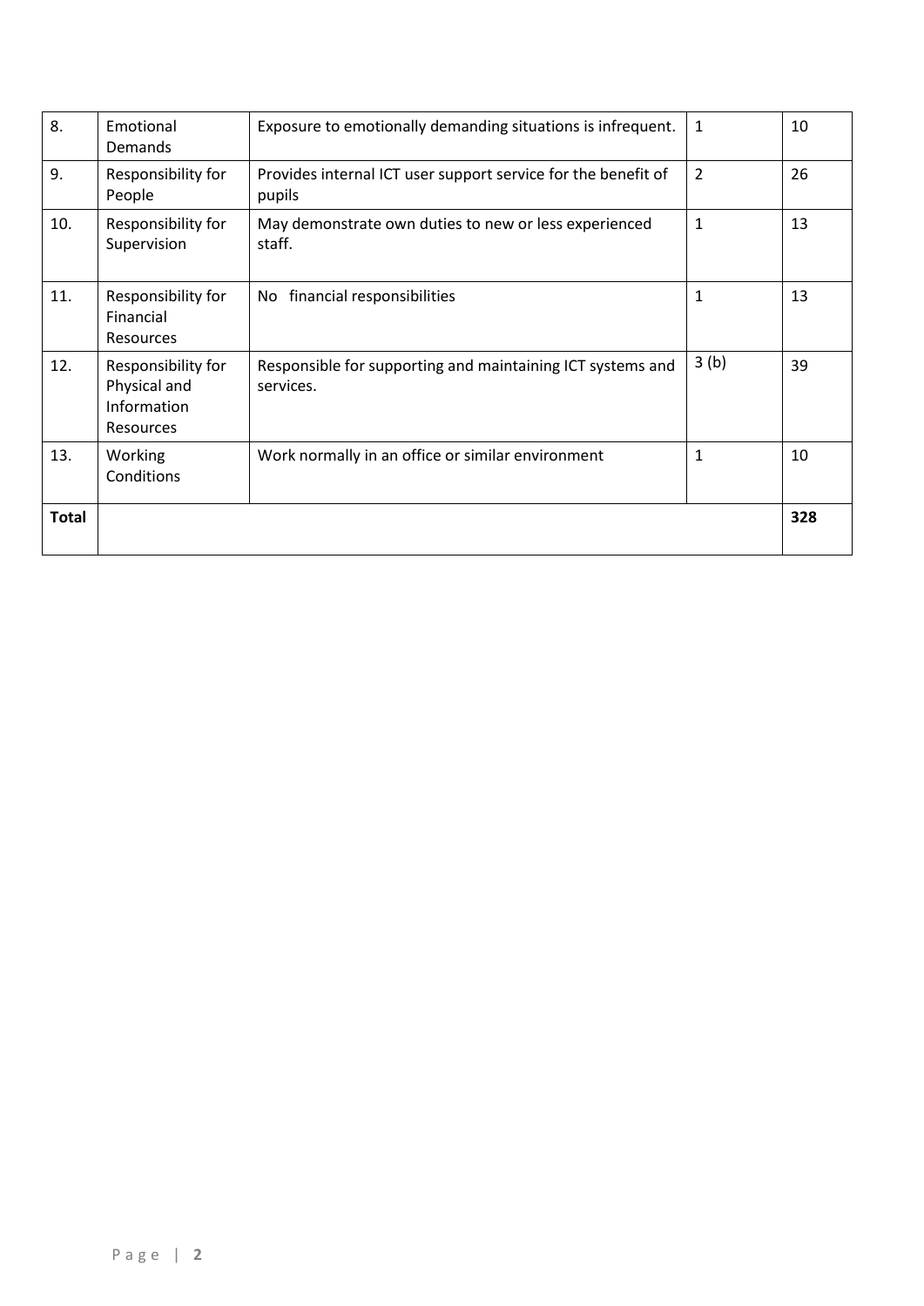| 8. | Emotional Demands | Exposure to emotionally demanding situations is infrequent. | 1 | 10 |
|---|---|---|---|---|
| 9. | Responsibility for People | Provides internal ICT user support service for the benefit of pupils | 2 | 26 |
| 10. | Responsibility for Supervision | May demonstrate own duties to new or less experienced staff. | 1 | 13 |
| 11. | Responsibility for Financial Resources | No financial responsibilities | 1 | 13 |
| 12. | Responsibility for Physical and Information Resources | Responsible for supporting and maintaining ICT systems and services. | 3 (b) | 39 |
| 13. | Working Conditions | Work normally in an office or similar environment | 1 | 10 |
| **Total** | | | | **328** |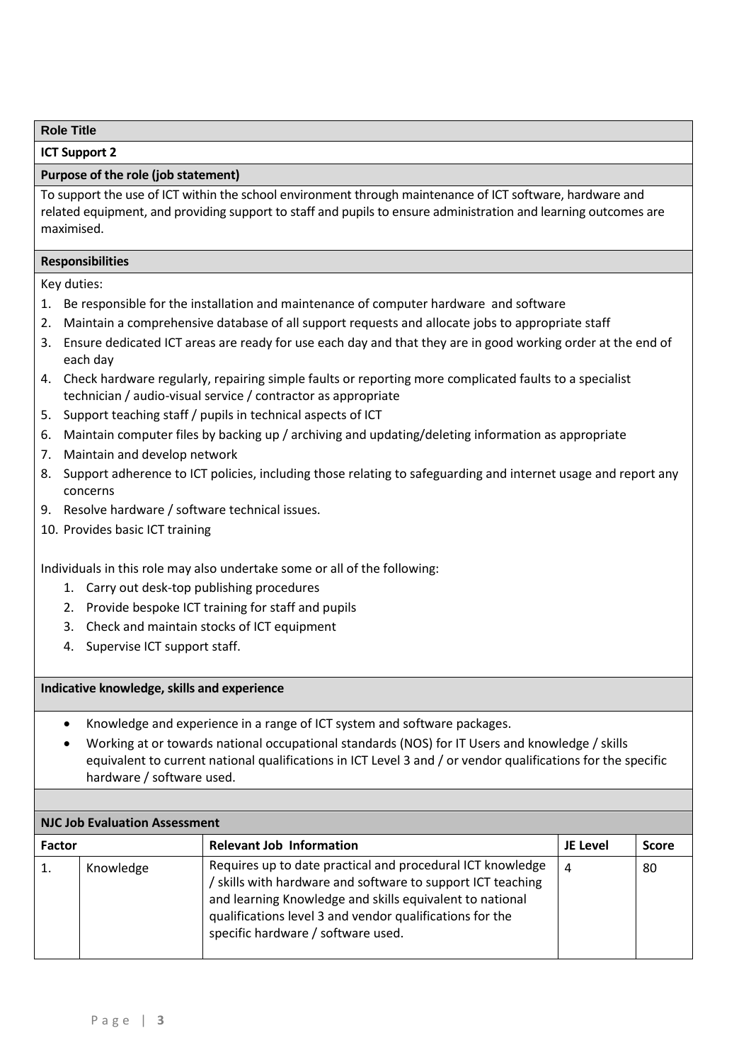**Role Title**

**ICT Support 2**

**Purpose of the role (job statement)**

To support the use of ICT within the school environment through maintenance of ICT software, hardware and related equipment, and providing support to staff and pupils to ensure administration and learning outcomes are maximised.

**Responsibilities**

Key duties:

1. Be responsible for the installation and maintenance of computer hardware and software
2. Maintain a comprehensive database of all support requests and allocate jobs to appropriate staff
3. Ensure dedicated ICT areas are ready for use each day and that they are in good working order at the end of each day
4. Check hardware regularly, repairing simple faults or reporting more complicated faults to a specialist technician / audio-visual service / contractor as appropriate
5. Support teaching staff / pupils in technical aspects of ICT
6. Maintain computer files by backing up / archiving and updating/deleting information as appropriate
7. Maintain and develop network
8. Support adherence to ICT policies, including those relating to safeguarding and internet usage and report any concerns
9. Resolve hardware / software technical issues.
10. Provides basic ICT training

Individuals in this role may also undertake some or all of the following:

1. Carry out desk-top publishing procedures
2. Provide bespoke ICT training for staff and pupils
3. Check and maintain stocks of ICT equipment
4. Supervise ICT support staff.

**Indicative knowledge, skills and experience**

- Knowledge and experience in a range of ICT system and software packages.
- Working at or towards national occupational standards (NOS) for IT Users and knowledge / skills equivalent to current national qualifications in ICT Level 3 and / or vendor qualifications for the specific hardware / software used.

**NJC Job Evaluation Assessment**

| Factor | | Relevant Job Information | JE Level | Score |
|---|---|---|---|---|
| 1. | Knowledge | Requires up to date practical and procedural ICT knowledge / skills with hardware and software to support ICT teaching and learning Knowledge and skills equivalent to national qualifications level 3 and vendor qualifications for the specific hardware / software used. | 4 | 80 |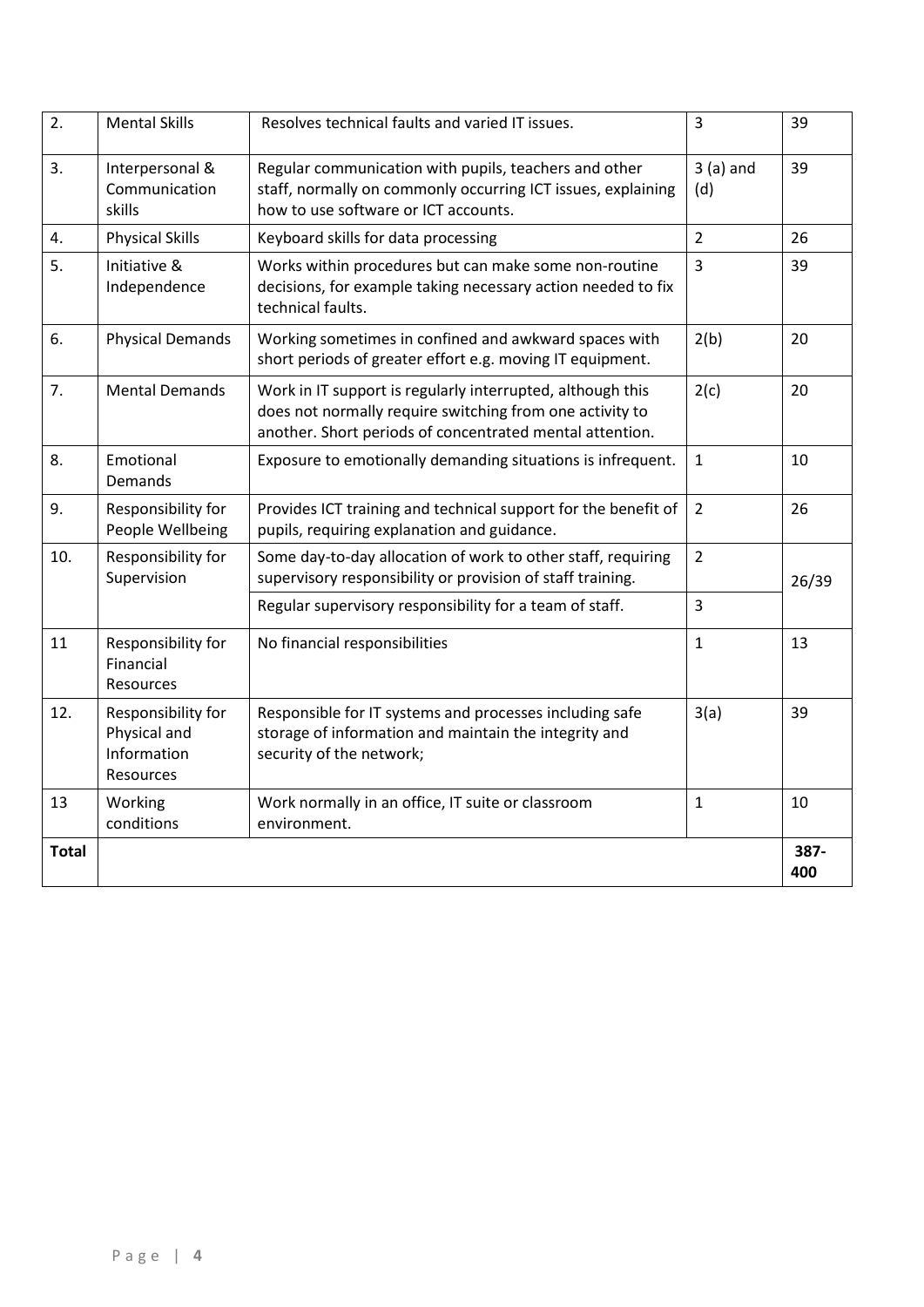| 2. | Mental Skills | Resolves technical faults and varied IT issues. | 3 | 39 |
|---|---|---|---|---|
| 3. | Interpersonal & Communication skills | Regular communication with pupils, teachers and other staff, normally on commonly occurring ICT issues, explaining how to use software or ICT accounts. | 3 (a) and (d) | 39 |
| 4. | Physical Skills | Keyboard skills for data processing | 2 | 26 |
| 5. | Initiative & Independence | Works within procedures but can make some non-routine decisions, for example taking necessary action needed to fix technical faults. | 3 | 39 |
| 6. | Physical Demands | Working sometimes in confined and awkward spaces with short periods of greater effort e.g. moving IT equipment. | 2(b) | 20 |
| 7. | Mental Demands | Work in IT support is regularly interrupted, although this does not normally require switching from one activity to another. Short periods of concentrated mental attention. | 2(c) | 20 |
| 8. | Emotional Demands | Exposure to emotionally demanding situations is infrequent. | 1 | 10 |
| 9. | Responsibility for People Wellbeing | Provides ICT training and technical support for the benefit of pupils, requiring explanation and guidance. | 2 | 26 |
| 10. | Responsibility for Supervision | Some day-to-day allocation of work to other staff, requiring supervisory responsibility or provision of staff training. | 2 | 26/39 |
| | | Regular supervisory responsibility for a team of staff. | 3 | |
| 11 | Responsibility for Financial Resources | No financial responsibilities | 1 | 13 |
| 12. | Responsibility for Physical and Information Resources | Responsible for IT systems and processes including safe storage of information and maintain the integrity and security of the network; | 3(a) | 39 |
| 13 | Working conditions | Work normally in an office, IT suite or classroom environment. | 1 | 10 |
| **Total** | | | | **387-400** |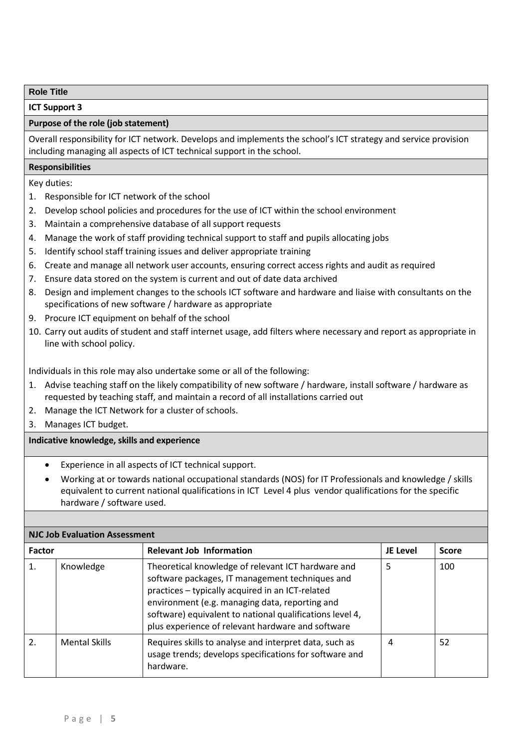**Role Title**

**ICT Support 3**

**Purpose of the role (job statement)**

Overall responsibility for ICT network. Develops and implements the school's ICT strategy and service provision including managing all aspects of ICT technical support in the school.

**Responsibilities**

Key duties:

1. Responsible for ICT network of the school
2. Develop school policies and procedures for the use of ICT within the school environment
3. Maintain a comprehensive database of all support requests
4. Manage the work of staff providing technical support to staff and pupils allocating jobs
5. Identify school staff training issues and deliver appropriate training
6. Create and manage all network user accounts, ensuring correct access rights and audit as required
7. Ensure data stored on the system is current and out of date data archived
8. Design and implement changes to the schools ICT software and hardware and liaise with consultants on the specifications of new software / hardware as appropriate
9. Procure ICT equipment on behalf of the school
10. Carry out audits of student and staff internet usage, add filters where necessary and report as appropriate in line with school policy.

Individuals in this role may also undertake some or all of the following:

1. Advise teaching staff on the likely compatibility of new software / hardware, install software / hardware as requested by teaching staff, and maintain a record of all installations carried out
2. Manage the ICT Network for a cluster of schools.
3. Manages ICT budget.

**Indicative knowledge, skills and experience**

- Experience in all aspects of ICT technical support.
- Working at or towards national occupational standards (NOS) for IT Professionals and knowledge / skills equivalent to current national qualifications in ICT Level 4 plus vendor qualifications for the specific hardware / software used.

**NJC Job Evaluation Assessment**

| Factor | | Relevant Job Information | JE Level | Score |
|---|---|---|---|---|
| 1. | Knowledge | Theoretical knowledge of relevant ICT hardware and software packages, IT management techniques and practices – typically acquired in an ICT-related environment (e.g. managing data, reporting and software) equivalent to national qualifications level 4, plus experience of relevant hardware and software | 5 | 100 |
| 2. | Mental Skills | Requires skills to analyse and interpret data, such as usage trends; develops specifications for software and hardware. | 4 | 52 |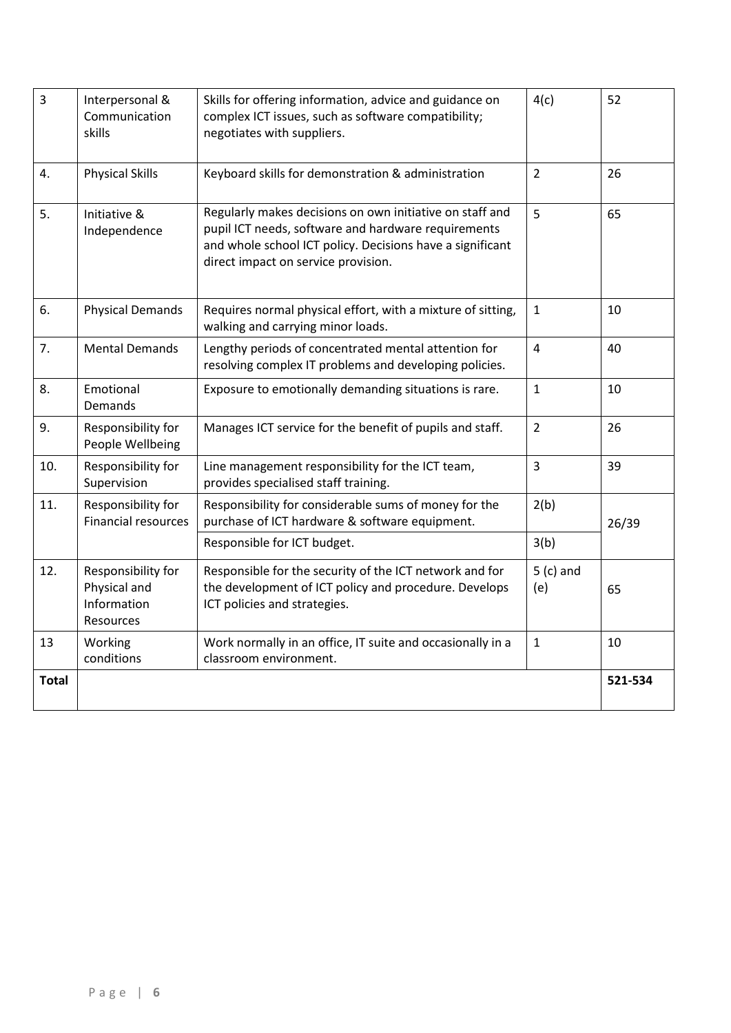| 3 | Interpersonal & Communication skills | Skills for offering information, advice and guidance on complex ICT issues, such as software compatibility; negotiates with suppliers. | 4(c) | 52 |
|---|---|---|---|---|
| 4. | Physical Skills | Keyboard skills for demonstration & administration | 2 | 26 |
| 5. | Initiative & Independence | Regularly makes decisions on own initiative on staff and pupil ICT needs, software and hardware requirements and whole school ICT policy. Decisions have a significant direct impact on service provision. | 5 | 65 |
| 6. | Physical Demands | Requires normal physical effort, with a mixture of sitting, walking and carrying minor loads. | 1 | 10 |
| 7. | Mental Demands | Lengthy periods of concentrated mental attention for resolving complex IT problems and developing policies. | 4 | 40 |
| 8. | Emotional Demands | Exposure to emotionally demanding situations is rare. | 1 | 10 |
| 9. | Responsibility for People Wellbeing | Manages ICT service for the benefit of pupils and staff. | 2 | 26 |
| 10. | Responsibility for Supervision | Line management responsibility for the ICT team, provides specialised staff training. | 3 | 39 |
| 11. | Responsibility for Financial resources | Responsibility for considerable sums of money for the purchase of ICT hardware & software equipment. | 2(b) | 26/39 |
| | | Responsible for ICT budget. | 3(b) | |
| 12. | Responsibility for Physical and Information Resources | Responsible for the security of the ICT network and for the development of ICT policy and procedure. Develops ICT policies and strategies. | 5 (c) and (e) | 65 |
| 13 | Working conditions | Work normally in an office, IT suite and occasionally in a classroom environment. | 1 | 10 |
| **Total** | | | | **521-534** |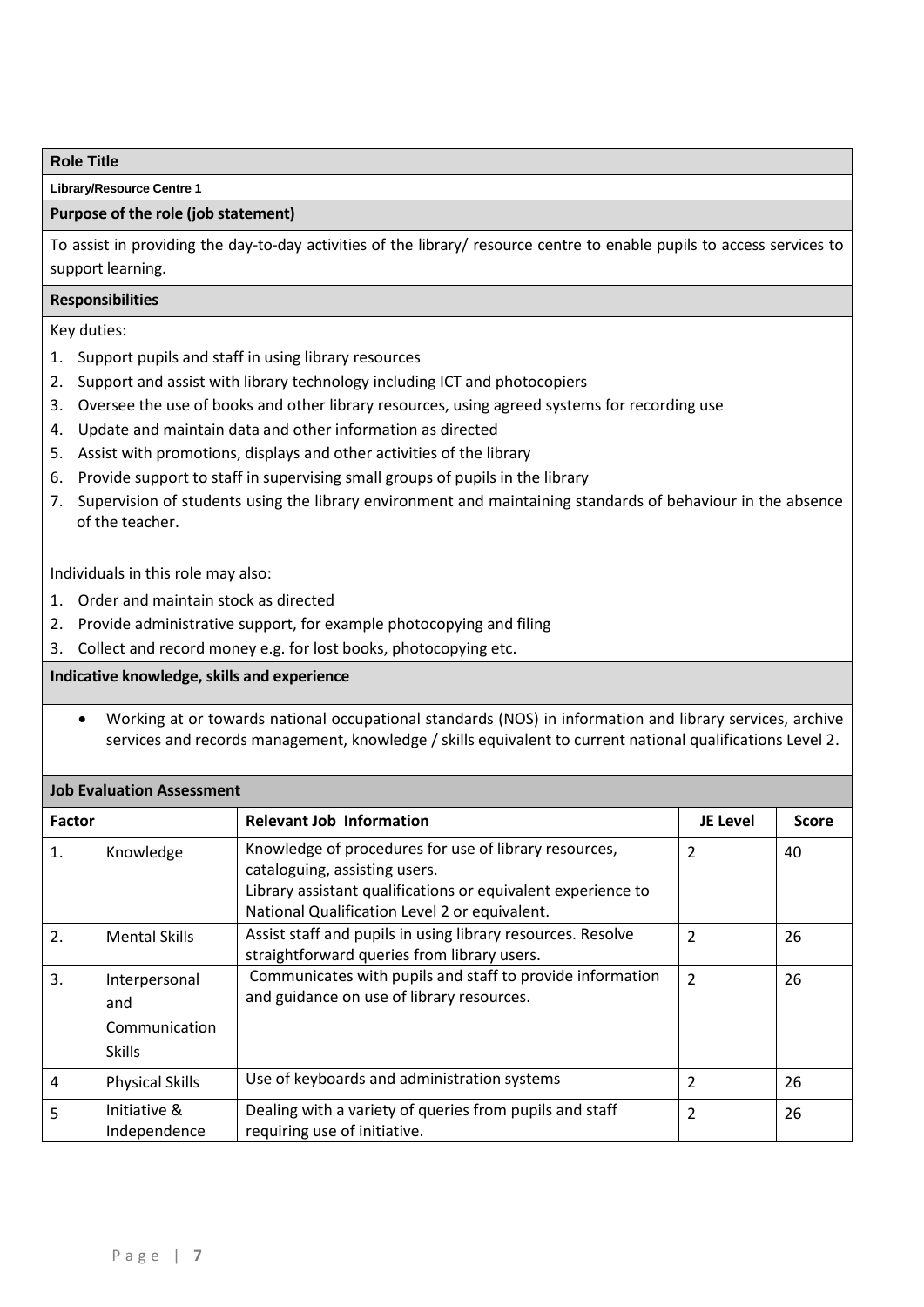## Role Title

**Library/Resource Centre 1**

### Purpose of the role (job statement)

To assist in providing the day-to-day activities of the library/ resource centre to enable pupils to access services to support learning.

### Responsibilities

Key duties:

1. Support pupils and staff in using library resources
2. Support and assist with library technology including ICT and photocopiers
3. Oversee the use of books and other library resources, using agreed systems for recording use
4. Update and maintain data and other information as directed
5. Assist with promotions, displays and other activities of the library
6. Provide support to staff in supervising small groups of pupils in the library
7. Supervision of students using the library environment and maintaining standards of behaviour in the absence of the teacher.

Individuals in this role may also:

1. Order and maintain stock as directed
2. Provide administrative support, for example photocopying and filing
3. Collect and record money e.g. for lost books, photocopying etc.

### Indicative knowledge, skills and experience

- Working at or towards national occupational standards (NOS) in information and library services, archive services and records management, knowledge / skills equivalent to current national qualifications Level 2.

### Job Evaluation Assessment

| Factor | | Relevant Job Information | JE Level | Score |
|---|---|---|---|---|
| 1. | Knowledge | Knowledge of procedures for use of library resources, cataloguing, assisting users. Library assistant qualifications or equivalent experience to National Qualification Level 2 or equivalent. | 2 | 40 |
| 2. | Mental Skills | Assist staff and pupils in using library resources. Resolve straightforward queries from library users. | 2 | 26 |
| 3. | Interpersonal and Communication Skills | Communicates with pupils and staff to provide information and guidance on use of library resources. | 2 | 26 |
| 4 | Physical Skills | Use of keyboards and administration systems | 2 | 26 |
| 5 | Initiative & Independence | Dealing with a variety of queries from pupils and staff requiring use of initiative. | 2 | 26 |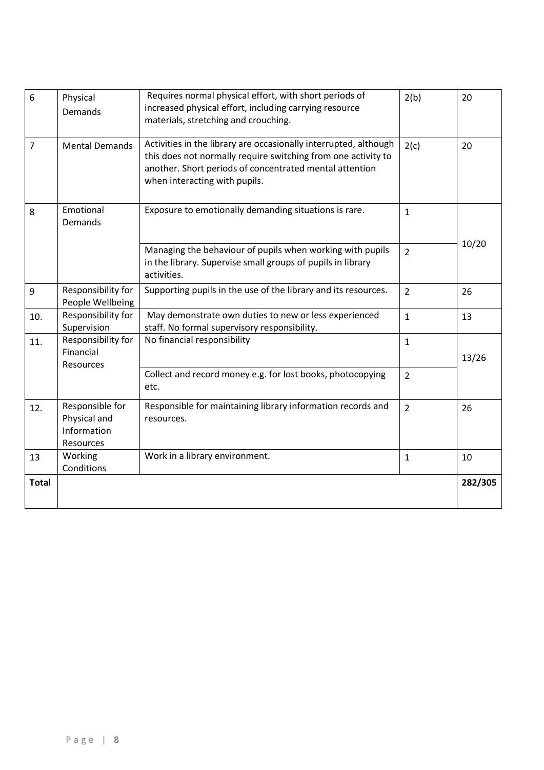| | | | | |
|---|---|---|---|---|
| 6 | Physical Demands | Requires normal physical effort, with short periods of increased physical effort, including carrying resource materials, stretching and crouching. | 2(b) | 20 |
| 7 | Mental Demands | Activities in the library are occasionally interrupted, although this does not normally require switching from one activity to another. Short periods of concentrated mental attention when interacting with pupils. | 2(c) | 20 |
| 8 | Emotional Demands | Exposure to emotionally demanding situations is rare. | 1 | 10/20 |
| | | Managing the behaviour of pupils when working with pupils in the library. Supervise small groups of pupils in library activities. | 2 | |
| 9 | Responsibility for People Wellbeing | Supporting pupils in the use of the library and its resources. | 2 | 26 |
| 10. | Responsibility for Supervision | May demonstrate own duties to new or less experienced staff. No formal supervisory responsibility. | 1 | 13 |
| 11. | Responsibility for Financial Resources | No financial responsibility | 1 | 13/26 |
| | | Collect and record money e.g. for lost books, photocopying etc. | 2 | |
| 12. | Responsible for Physical and Information Resources | Responsible for maintaining library information records and resources. | 2 | 26 |
| 13 | Working Conditions | Work in a library environment. | 1 | 10 |
| **Total** | | | | **282/305** |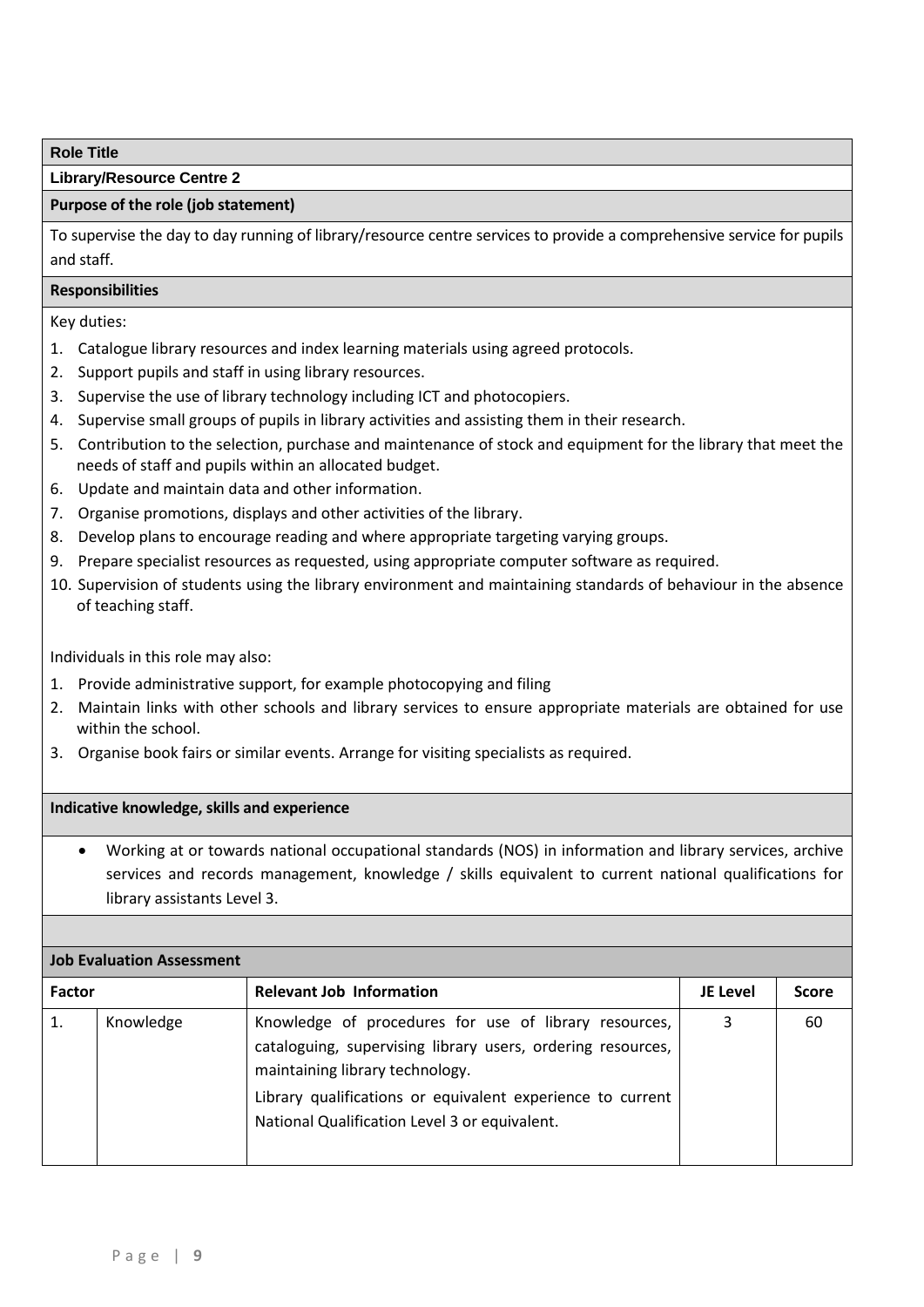**Role Title**

**Library/Resource Centre 2**

**Purpose of the role (job statement)**

To supervise the day to day running of library/resource centre services to provide a comprehensive service for pupils and staff.

**Responsibilities**

Key duties:

1. Catalogue library resources and index learning materials using agreed protocols.
2. Support pupils and staff in using library resources.
3. Supervise the use of library technology including ICT and photocopiers.
4. Supervise small groups of pupils in library activities and assisting them in their research.
5. Contribution to the selection, purchase and maintenance of stock and equipment for the library that meet the needs of staff and pupils within an allocated budget.
6. Update and maintain data and other information.
7. Organise promotions, displays and other activities of the library.
8. Develop plans to encourage reading and where appropriate targeting varying groups.
9. Prepare specialist resources as requested, using appropriate computer software as required.
10. Supervision of students using the library environment and maintaining standards of behaviour in the absence of teaching staff.

Individuals in this role may also:

1. Provide administrative support, for example photocopying and filing
2. Maintain links with other schools and library services to ensure appropriate materials are obtained for use within the school.
3. Organise book fairs or similar events. Arrange for visiting specialists as required.

**Indicative knowledge, skills and experience**

- Working at or towards national occupational standards (NOS) in information and library services, archive services and records management, knowledge / skills equivalent to current national qualifications for library assistants Level 3.

**Job Evaluation Assessment**

| Factor | | Relevant Job Information | JE Level | Score |
|---|---|---|---|---|
| 1. | Knowledge | Knowledge of procedures for use of library resources, cataloguing, supervising library users, ordering resources, maintaining library technology.<br>Library qualifications or equivalent experience to current National Qualification Level 3 or equivalent. | 3 | 60 |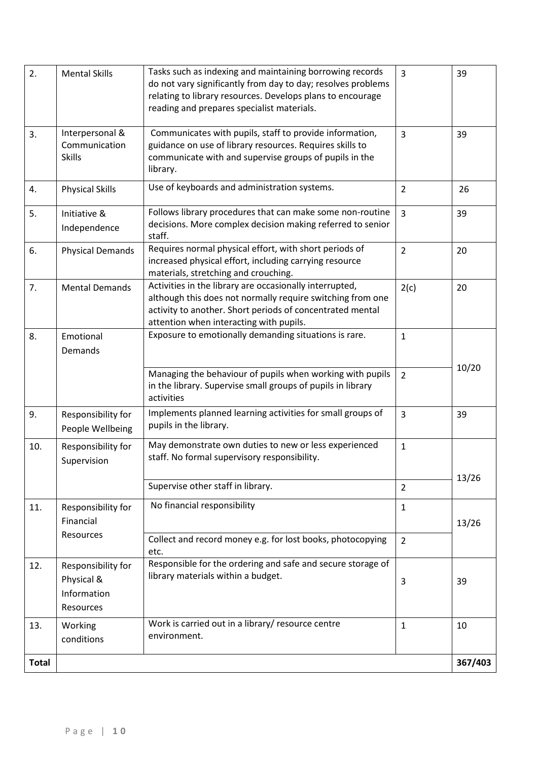| 2. | Mental Skills | Tasks such as indexing and maintaining borrowing records do not vary significantly from day to day; resolves problems relating to library resources. Develops plans to encourage reading and prepares specialist materials. | 3 | 39 |
|---|---|---|---|---|
| 3. | Interpersonal & Communication Skills | Communicates with pupils, staff to provide information, guidance on use of library resources. Requires skills to communicate with and supervise groups of pupils in the library. | 3 | 39 |
| 4. | Physical Skills | Use of keyboards and administration systems. | 2 | 26 |
| 5. | Initiative & Independence | Follows library procedures that can make some non-routine decisions. More complex decision making referred to senior staff. | 3 | 39 |
| 6. | Physical Demands | Requires normal physical effort, with short periods of increased physical effort, including carrying resource materials, stretching and crouching. | 2 | 20 |
| 7. | Mental Demands | Activities in the library are occasionally interrupted, although this does not normally require switching from one activity to another. Short periods of concentrated mental attention when interacting with pupils. | 2(c) | 20 |
| 8. | Emotional Demands | Exposure to emotionally demanding situations is rare. | 1 | 10/20 |
| | | Managing the behaviour of pupils when working with pupils in the library. Supervise small groups of pupils in library activities | 2 | |
| 9. | Responsibility for People Wellbeing | Implements planned learning activities for small groups of pupils in the library. | 3 | 39 |
| 10. | Responsibility for Supervision | May demonstrate own duties to new or less experienced staff. No formal supervisory responsibility. | 1 | 13/26 |
| | | Supervise other staff in library. | 2 | |
| 11. | Responsibility for Financial Resources | No financial responsibility | 1 | 13/26 |
| | | Collect and record money e.g. for lost books, photocopying etc. | 2 | |
| 12. | Responsibility for Physical & Information Resources | Responsible for the ordering and safe and secure storage of library materials within a budget. | 3 | 39 |
| 13. | Working conditions | Work is carried out in a library/ resource centre environment. | 1 | 10 |
| **Total** | | | | **367/403** |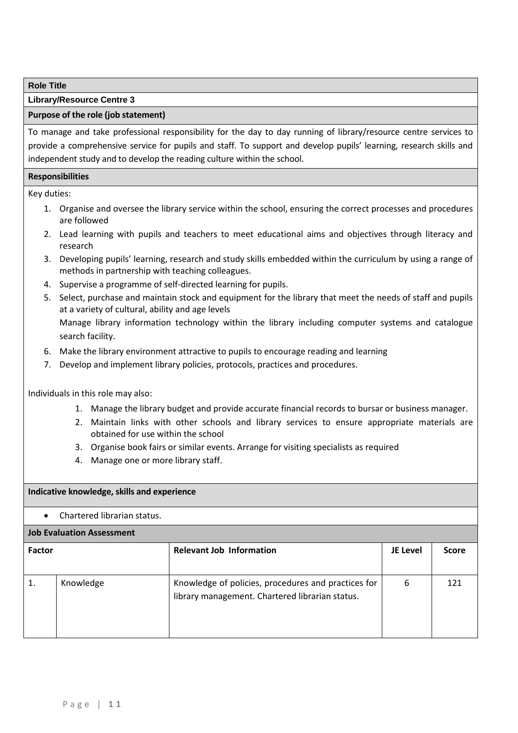**Role Title**

**Library/Resource Centre 3**

**Purpose of the role (job statement)**

To manage and take professional responsibility for the day to day running of library/resource centre services to provide a comprehensive service for pupils and staff. To support and develop pupils' learning, research skills and independent study and to develop the reading culture within the school.

**Responsibilities**

Key duties:

1. Organise and oversee the library service within the school, ensuring the correct processes and procedures are followed
2. Lead learning with pupils and teachers to meet educational aims and objectives through literacy and research
3. Developing pupils' learning, research and study skills embedded within the curriculum by using a range of methods in partnership with teaching colleagues.
4. Supervise a programme of self-directed learning for pupils.
5. Select, purchase and maintain stock and equipment for the library that meet the needs of staff and pupils at a variety of cultural, ability and age levels
   Manage library information technology within the library including computer systems and catalogue search facility.
6. Make the library environment attractive to pupils to encourage reading and learning
7. Develop and implement library policies, protocols, practices and procedures.

Individuals in this role may also:

1. Manage the library budget and provide accurate financial records to bursar or business manager.
2. Maintain links with other schools and library services to ensure appropriate materials are obtained for use within the school
3. Organise book fairs or similar events. Arrange for visiting specialists as required
4. Manage one or more library staff.

**Indicative knowledge, skills and experience**

- Chartered librarian status.

**Job Evaluation Assessment**

| Factor | | Relevant Job Information | JE Level | Score |
|---|---|---|---|---|
| 1. | Knowledge | Knowledge of policies, procedures and practices for library management. Chartered librarian status. | 6 | 121 |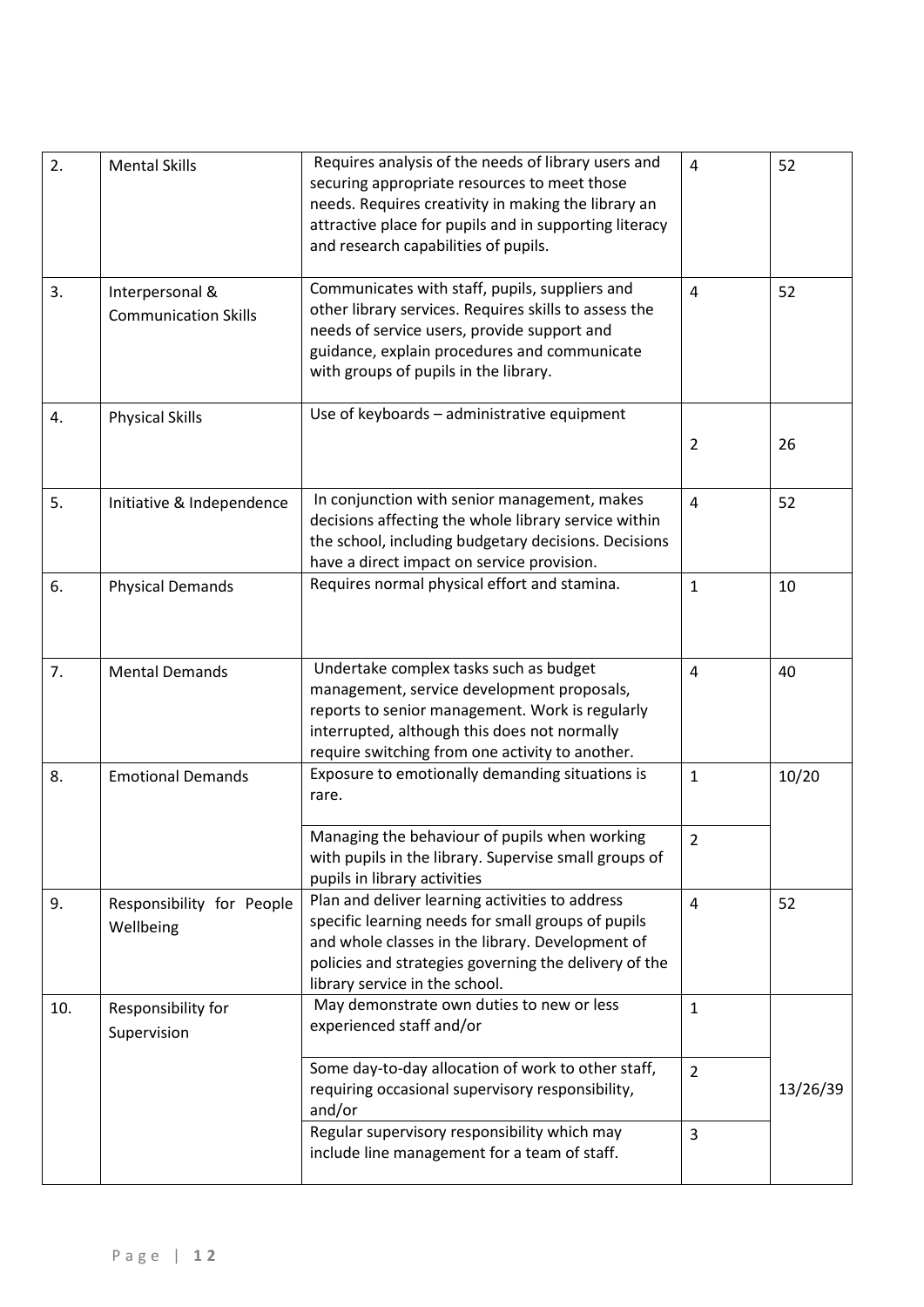| | | | | |
|---|---|---|---|---|
| 2. | Mental Skills | Requires analysis of the needs of library users and securing appropriate resources to meet those needs. Requires creativity in making the library an attractive place for pupils and in supporting literacy and research capabilities of pupils. | 4 | 52 |
| 3. | Interpersonal & Communication Skills | Communicates with staff, pupils, suppliers and other library services. Requires skills to assess the needs of service users, provide support and guidance, explain procedures and communicate with groups of pupils in the library. | 4 | 52 |
| 4. | Physical Skills | Use of keyboards – administrative equipment | 2 | 26 |
| 5. | Initiative & Independence | In conjunction with senior management, makes decisions affecting the whole library service within the school, including budgetary decisions. Decisions have a direct impact on service provision. | 4 | 52 |
| 6. | Physical Demands | Requires normal physical effort and stamina. | 1 | 10 |
| 7. | Mental Demands | Undertake complex tasks such as budget management, service development proposals, reports to senior management. Work is regularly interrupted, although this does not normally require switching from one activity to another. | 4 | 40 |
| 8. | Emotional Demands | Exposure to emotionally demanding situations is rare. | 1 | 10/20 |
| | | Managing the behaviour of pupils when working with pupils in the library. Supervise small groups of pupils in library activities | 2 | |
| 9. | Responsibility for People Wellbeing | Plan and deliver learning activities to address specific learning needs for small groups of pupils and whole classes in the library. Development of policies and strategies governing the delivery of the library service in the school. | 4 | 52 |
| 10. | Responsibility for Supervision | May demonstrate own duties to new or less experienced staff and/or | 1 | 13/26/39 |
| | | Some day-to-day allocation of work to other staff, requiring occasional supervisory responsibility, and/or | 2 | |
| | | Regular supervisory responsibility which may include line management for a team of staff. | 3 | |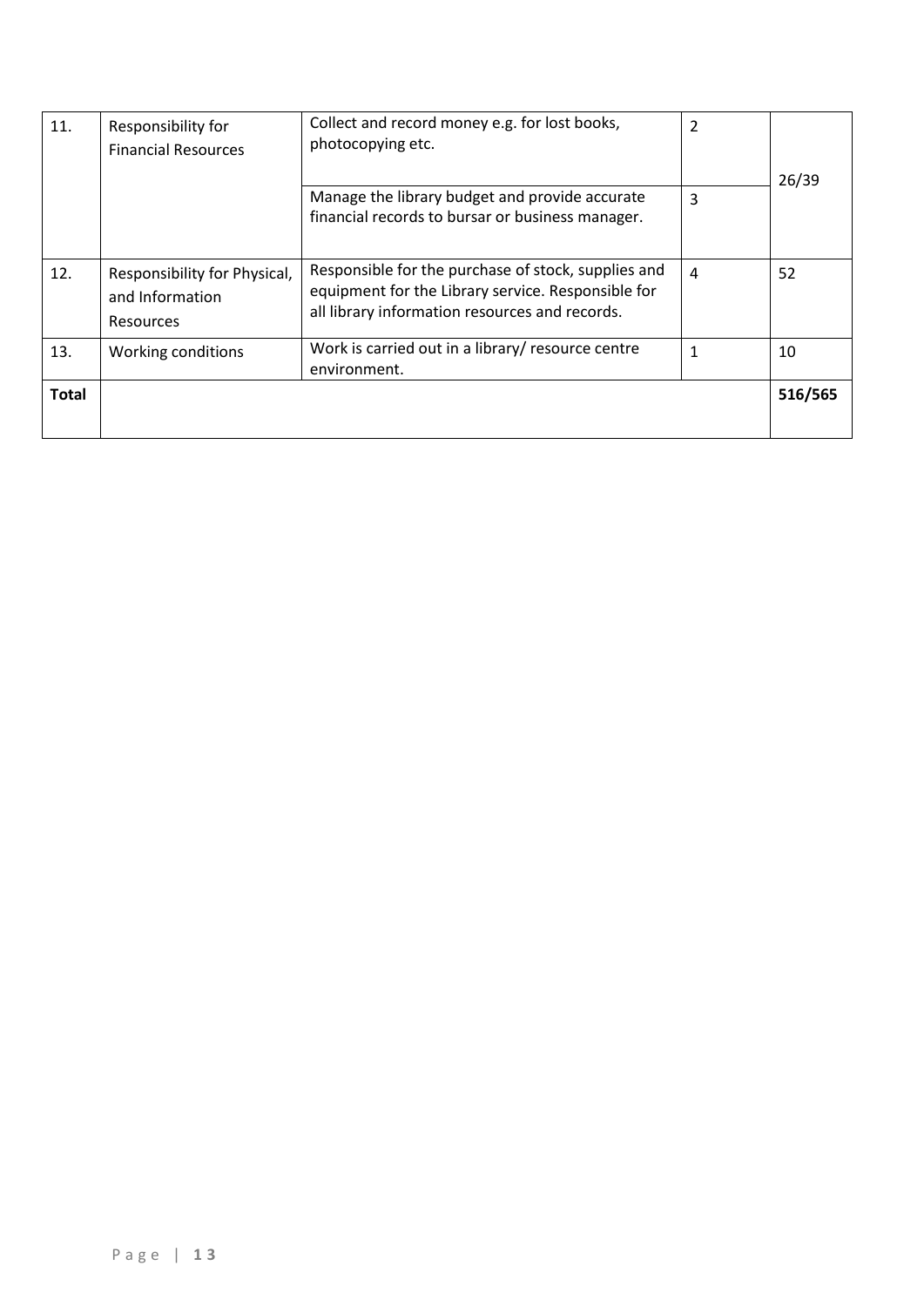| 11. | Responsibility for Financial Resources | Collect and record money e.g. for lost books, photocopying etc. | 2 | 26/39 |
|---|---|---|---|---|
| | | Manage the library budget and provide accurate financial records to bursar or business manager. | 3 | |
| 12. | Responsibility for Physical, and Information Resources | Responsible for the purchase of stock, supplies and equipment for the Library service. Responsible for all library information resources and records. | 4 | 52 |
| 13. | Working conditions | Work is carried out in a library/ resource centre environment. | 1 | 10 |
| **Total** | | | | **516/565** |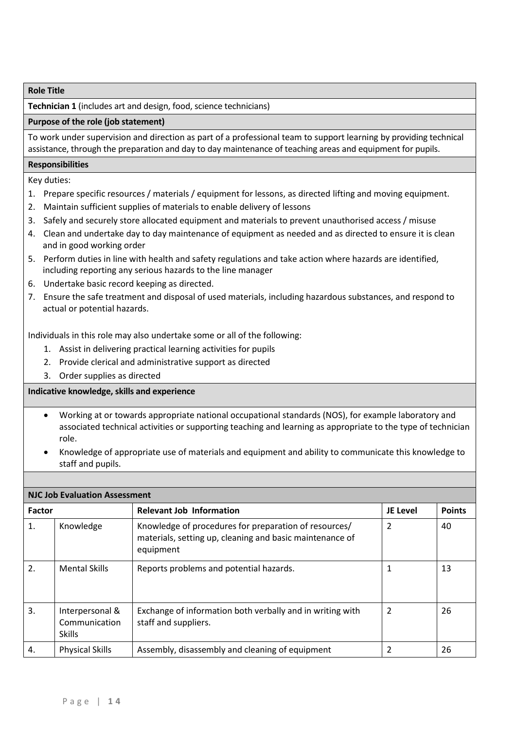**Role Title**

**Technician 1** (includes art and design, food, science technicians)

**Purpose of the role (job statement)**

To work under supervision and direction as part of a professional team to support learning by providing technical assistance, through the preparation and day to day maintenance of teaching areas and equipment for pupils.

**Responsibilities**

Key duties:

1. Prepare specific resources / materials / equipment for lessons, as directed lifting and moving equipment.
2. Maintain sufficient supplies of materials to enable delivery of lessons
3. Safely and securely store allocated equipment and materials to prevent unauthorised access / misuse
4. Clean and undertake day to day maintenance of equipment as needed and as directed to ensure it is clean and in good working order
5. Perform duties in line with health and safety regulations and take action where hazards are identified, including reporting any serious hazards to the line manager
6. Undertake basic record keeping as directed.
7. Ensure the safe treatment and disposal of used materials, including hazardous substances, and respond to actual or potential hazards.

Individuals in this role may also undertake some or all of the following:

1. Assist in delivering practical learning activities for pupils
2. Provide clerical and administrative support as directed
3. Order supplies as directed

**Indicative knowledge, skills and experience**

- Working at or towards appropriate national occupational standards (NOS), for example laboratory and associated technical activities or supporting teaching and learning as appropriate to the type of technician role.
- Knowledge of appropriate use of materials and equipment and ability to communicate this knowledge to staff and pupils.

**NJC Job Evaluation Assessment**

| Factor | | Relevant Job Information | JE Level | Points |
|---|---|---|---|---|
| 1. | Knowledge | Knowledge of procedures for preparation of resources/ materials, setting up, cleaning and basic maintenance of equipment | 2 | 40 |
| 2. | Mental Skills | Reports problems and potential hazards. | 1 | 13 |
| 3. | Interpersonal & Communication Skills | Exchange of information both verbally and in writing with staff and suppliers. | 2 | 26 |
| 4. | Physical Skills | Assembly, disassembly and cleaning of equipment | 2 | 26 |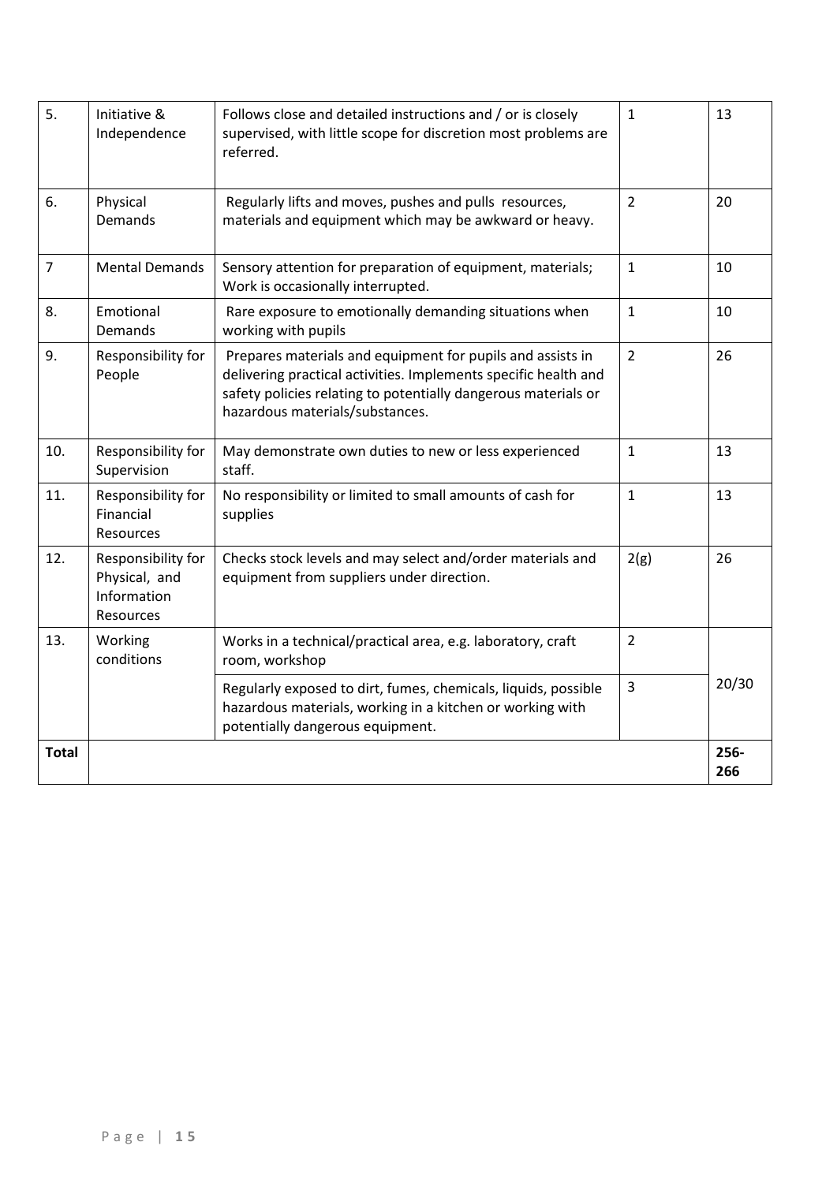| 5. | Initiative & Independence | Follows close and detailed instructions and / or is closely supervised, with little scope for discretion most problems are referred. | 1 | 13 |
|---|---|---|---|---|
| 6. | Physical Demands | Regularly lifts and moves, pushes and pulls resources, materials and equipment which may be awkward or heavy. | 2 | 20 |
| 7 | Mental Demands | Sensory attention for preparation of equipment, materials; Work is occasionally interrupted. | 1 | 10 |
| 8. | Emotional Demands | Rare exposure to emotionally demanding situations when working with pupils | 1 | 10 |
| 9. | Responsibility for People | Prepares materials and equipment for pupils and assists in delivering practical activities. Implements specific health and safety policies relating to potentially dangerous materials or hazardous materials/substances. | 2 | 26 |
| 10. | Responsibility for Supervision | May demonstrate own duties to new or less experienced staff. | 1 | 13 |
| 11. | Responsibility for Financial Resources | No responsibility or limited to small amounts of cash for supplies | 1 | 13 |
| 12. | Responsibility for Physical, and Information Resources | Checks stock levels and may select and/order materials and equipment from suppliers under direction. | 2(g) | 26 |
| 13. | Working conditions | Works in a technical/practical area, e.g. laboratory, craft room, workshop | 2 | 20/30 |
| | | Regularly exposed to dirt, fumes, chemicals, liquids, possible hazardous materials, working in a kitchen or working with potentially dangerous equipment. | 3 | |
| **Total** | | | | **256-266** |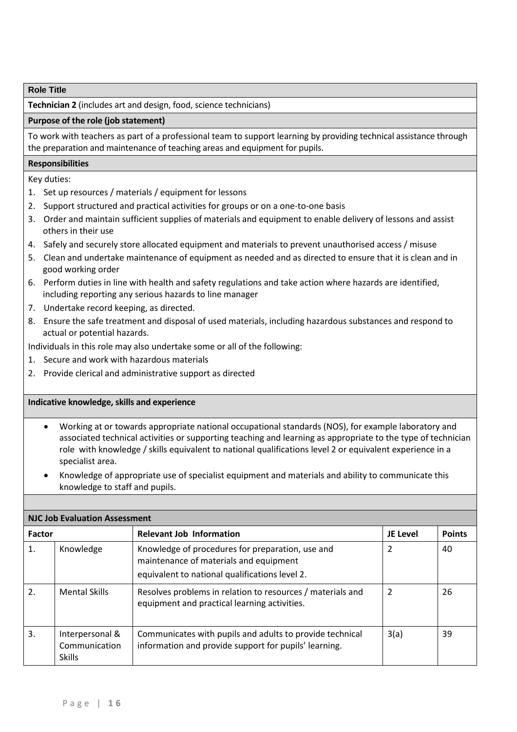**Role Title**

**Technician 2** (includes art and design, food, science technicians)

**Purpose of the role (job statement)**

To work with teachers as part of a professional team to support learning by providing technical assistance through the preparation and maintenance of teaching areas and equipment for pupils.

**Responsibilities**

Key duties:

1. Set up resources / materials / equipment for lessons
2. Support structured and practical activities for groups or on a one-to-one basis
3. Order and maintain sufficient supplies of materials and equipment to enable delivery of lessons and assist others in their use
4. Safely and securely store allocated equipment and materials to prevent unauthorised access / misuse
5. Clean and undertake maintenance of equipment as needed and as directed to ensure that it is clean and in good working order
6. Perform duties in line with health and safety regulations and take action where hazards are identified, including reporting any serious hazards to line manager
7. Undertake record keeping, as directed.
8. Ensure the safe treatment and disposal of used materials, including hazardous substances and respond to actual or potential hazards.

Individuals in this role may also undertake some or all of the following:

1. Secure and work with hazardous materials
2. Provide clerical and administrative support as directed

**Indicative knowledge, skills and experience**

- Working at or towards appropriate national occupational standards (NOS), for example laboratory and associated technical activities or supporting teaching and learning as appropriate to the type of technician role with knowledge / skills equivalent to national qualifications level 2 or equivalent experience in a specialist area.
- Knowledge of appropriate use of specialist equipment and materials and ability to communicate this knowledge to staff and pupils.

**NJC Job Evaluation Assessment**

| Factor | | Relevant Job Information | JE Level | Points |
|---|---|---|---|---|
| 1. | Knowledge | Knowledge of procedures for preparation, use and maintenance of materials and equipment equivalent to national qualifications level 2. | 2 | 40 |
| 2. | Mental Skills | Resolves problems in relation to resources / materials and equipment and practical learning activities. | 2 | 26 |
| 3. | Interpersonal & Communication Skills | Communicates with pupils and adults to provide technical information and provide support for pupils' learning. | 3(a) | 39 |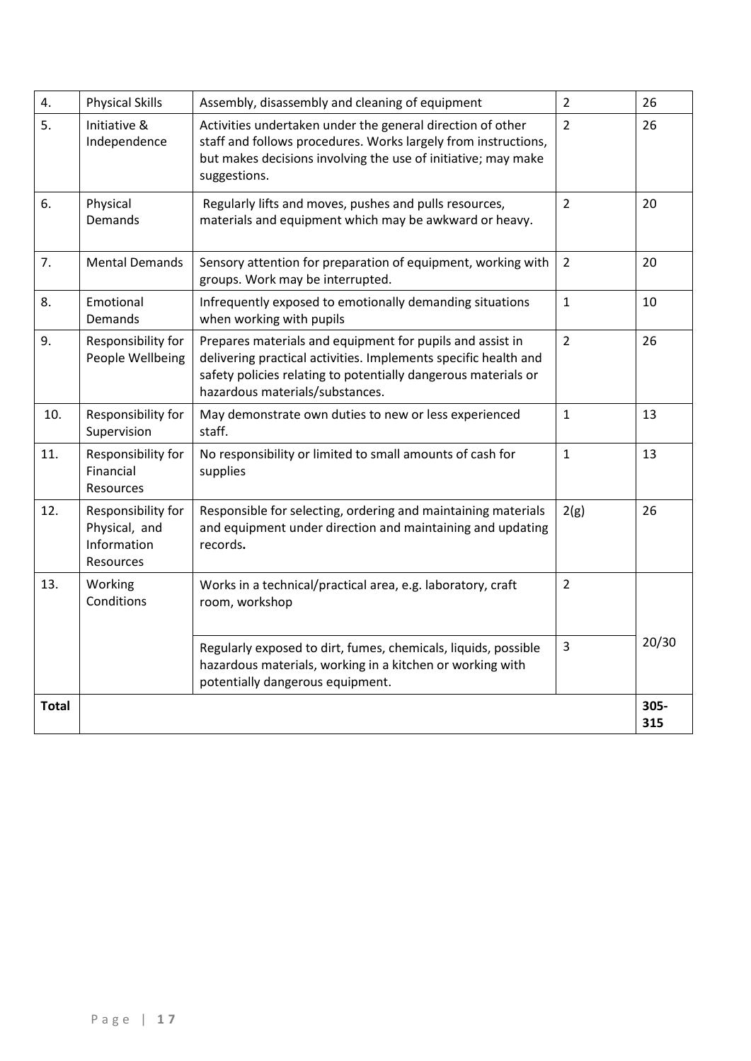| 4. | Physical Skills | Assembly, disassembly and cleaning of equipment | 2 | 26 |
|---|---|---|---|---|
| 5. | Initiative & Independence | Activities undertaken under the general direction of other staff and follows procedures. Works largely from instructions, but makes decisions involving the use of initiative; may make suggestions. | 2 | 26 |
| 6. | Physical Demands | Regularly lifts and moves, pushes and pulls resources, materials and equipment which may be awkward or heavy. | 2 | 20 |
| 7. | Mental Demands | Sensory attention for preparation of equipment, working with groups. Work may be interrupted. | 2 | 20 |
| 8. | Emotional Demands | Infrequently exposed to emotionally demanding situations when working with pupils | 1 | 10 |
| 9. | Responsibility for People Wellbeing | Prepares materials and equipment for pupils and assist in delivering practical activities. Implements specific health and safety policies relating to potentially dangerous materials or hazardous materials/substances. | 2 | 26 |
| 10. | Responsibility for Supervision | May demonstrate own duties to new or less experienced staff. | 1 | 13 |
| 11. | Responsibility for Financial Resources | No responsibility or limited to small amounts of cash for supplies | 1 | 13 |
| 12. | Responsibility for Physical, and Information Resources | Responsible for selecting, ordering and maintaining materials and equipment under direction and maintaining and updating records**.** | 2(g) | 26 |
| 13. | Working Conditions | Works in a technical/practical area, e.g. laboratory, craft room, workshop | 2 | 20/30 |
| | | Regularly exposed to dirt, fumes, chemicals, liquids, possible hazardous materials, working in a kitchen or working with potentially dangerous equipment. | 3 | |
| **Total** | | | | **305-315** |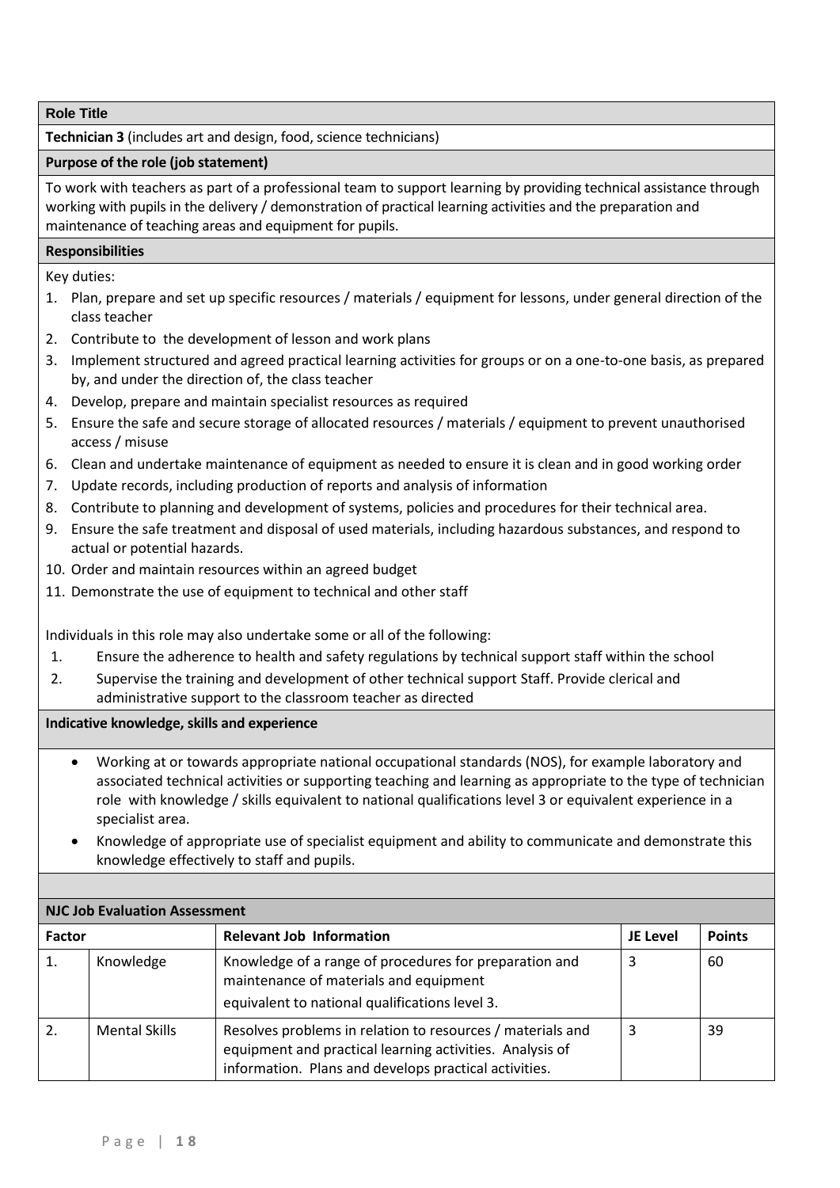**Role Title**

**Technician 3** (includes art and design, food, science technicians)

**Purpose of the role (job statement)**

To work with teachers as part of a professional team to support learning by providing technical assistance through working with pupils in the delivery / demonstration of practical learning activities and the preparation and maintenance of teaching areas and equipment for pupils.

**Responsibilities**

Key duties:

1. Plan, prepare and set up specific resources / materials / equipment for lessons, under general direction of the class teacher
2. Contribute to the development of lesson and work plans
3. Implement structured and agreed practical learning activities for groups or on a one-to-one basis, as prepared by, and under the direction of, the class teacher
4. Develop, prepare and maintain specialist resources as required
5. Ensure the safe and secure storage of allocated resources / materials / equipment to prevent unauthorised access / misuse
6. Clean and undertake maintenance of equipment as needed to ensure it is clean and in good working order
7. Update records, including production of reports and analysis of information
8. Contribute to planning and development of systems, policies and procedures for their technical area.
9. Ensure the safe treatment and disposal of used materials, including hazardous substances, and respond to actual or potential hazards.
10. Order and maintain resources within an agreed budget
11. Demonstrate the use of equipment to technical and other staff

Individuals in this role may also undertake some or all of the following:

1. Ensure the adherence to health and safety regulations by technical support staff within the school
2. Supervise the training and development of other technical support Staff. Provide clerical and administrative support to the classroom teacher as directed

**Indicative knowledge, skills and experience**

- Working at or towards appropriate national occupational standards (NOS), for example laboratory and associated technical activities or supporting teaching and learning as appropriate to the type of technician role with knowledge / skills equivalent to national qualifications level 3 or equivalent experience in a specialist area.
- Knowledge of appropriate use of specialist equipment and ability to communicate and demonstrate this knowledge effectively to staff and pupils.

**NJC Job Evaluation Assessment**

| Factor | | Relevant Job Information | JE Level | Points |
|---|---|---|---|---|
| 1. | Knowledge | Knowledge of a range of procedures for preparation and maintenance of materials and equipment equivalent to national qualifications level 3. | 3 | 60 |
| 2. | Mental Skills | Resolves problems in relation to resources / materials and equipment and practical learning activities. Analysis of information. Plans and develops practical activities. | 3 | 39 |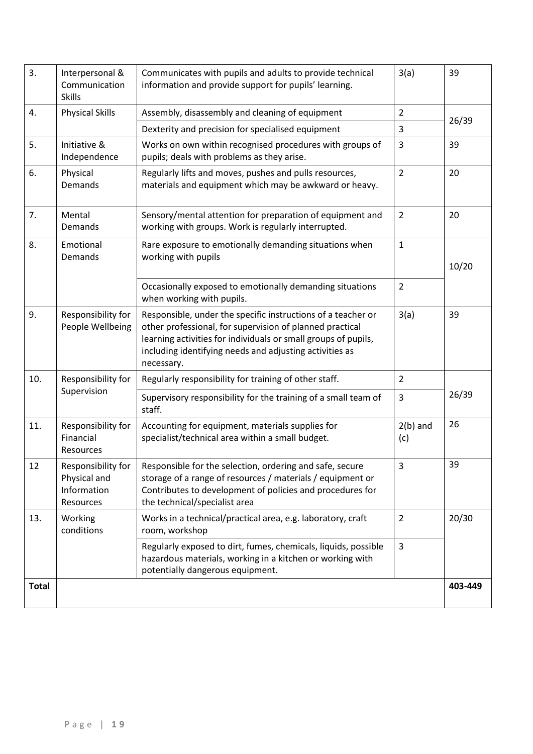| 3. | Interpersonal & Communication Skills | Communicates with pupils and adults to provide technical information and provide support for pupils' learning. | 3(a) | 39 |
|---|---|---|---|---|
| 4. | Physical Skills | Assembly, disassembly and cleaning of equipment | 2 | 26/39 |
| | | Dexterity and precision for specialised equipment | 3 | |
| 5. | Initiative & Independence | Works on own within recognised procedures with groups of pupils; deals with problems as they arise. | 3 | 39 |
| 6. | Physical Demands | Regularly lifts and moves, pushes and pulls resources, materials and equipment which may be awkward or heavy. | 2 | 20 |
| 7. | Mental Demands | Sensory/mental attention for preparation of equipment and working with groups. Work is regularly interrupted. | 2 | 20 |
| 8. | Emotional Demands | Rare exposure to emotionally demanding situations when working with pupils | 1 | 10/20 |
| | | Occasionally exposed to emotionally demanding situations when working with pupils. | 2 | |
| 9. | Responsibility for People Wellbeing | Responsible, under the specific instructions of a teacher or other professional, for supervision of planned practical learning activities for individuals or small groups of pupils, including identifying needs and adjusting activities as necessary. | 3(a) | 39 |
| 10. | Responsibility for Supervision | Regularly responsibility for training of other staff. | 2 | 26/39 |
| | | Supervisory responsibility for the training of a small team of staff. | 3 | |
| 11. | Responsibility for Financial Resources | Accounting for equipment, materials supplies for specialist/technical area within a small budget. | 2(b) and (c) | 26 |
| 12 | Responsibility for Physical and Information Resources | Responsible for the selection, ordering and safe, secure storage of a range of resources / materials / equipment or Contributes to development of policies and procedures for the technical/specialist area | 3 | 39 |
| 13. | Working conditions | Works in a technical/practical area, e.g. laboratory, craft room, workshop | 2 | 20/30 |
| | | Regularly exposed to dirt, fumes, chemicals, liquids, possible hazardous materials, working in a kitchen or working with potentially dangerous equipment. | 3 | |
| **Total** | | | | **403-449** |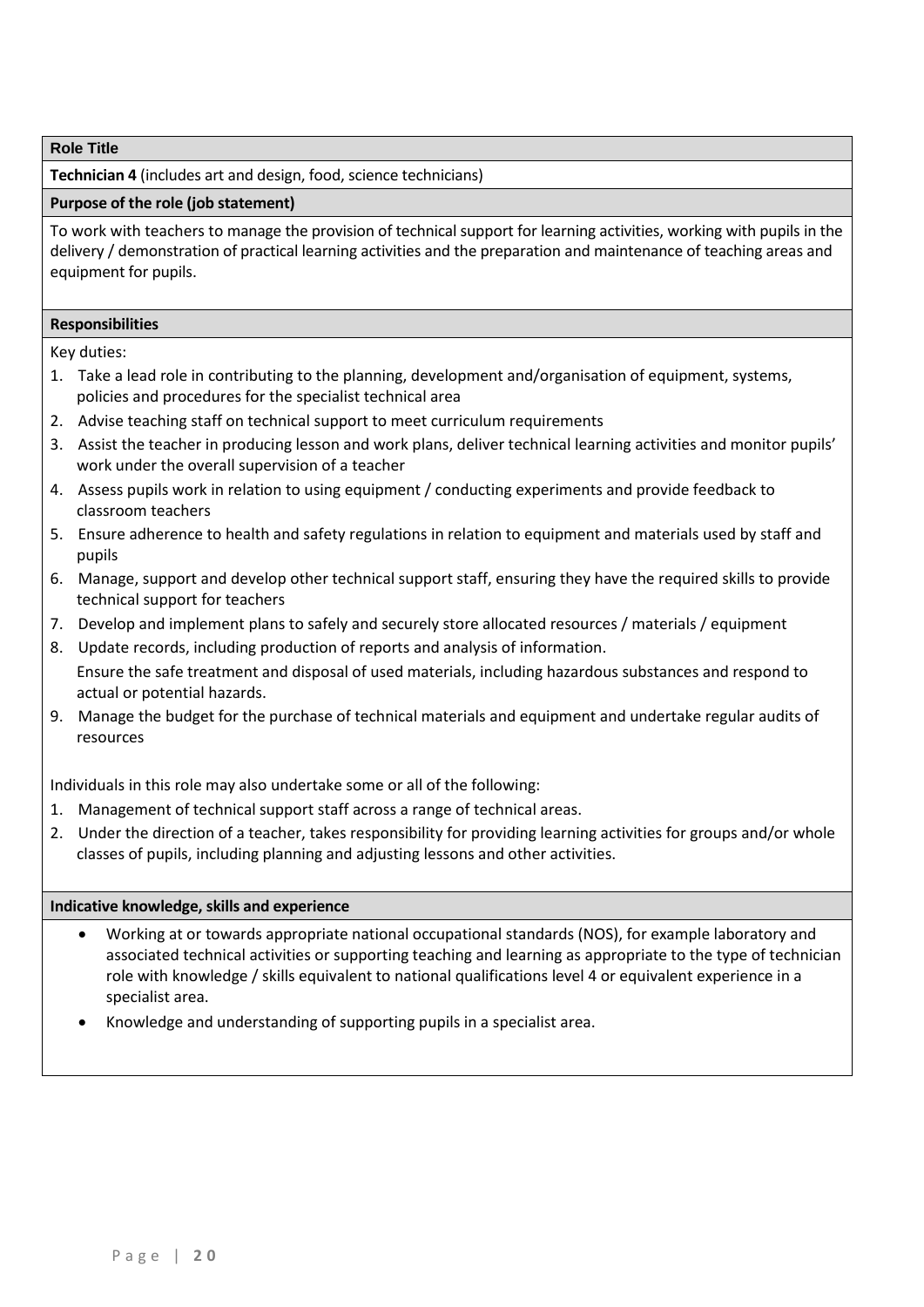**Role Title**

**Technician 4** (includes art and design, food, science technicians)

**Purpose of the role (job statement)**

To work with teachers to manage the provision of technical support for learning activities, working with pupils in the delivery / demonstration of practical learning activities and the preparation and maintenance of teaching areas and equipment for pupils.

**Responsibilities**

Key duties:

1. Take a lead role in contributing to the planning, development and/organisation of equipment, systems, policies and procedures for the specialist technical area
2. Advise teaching staff on technical support to meet curriculum requirements
3. Assist the teacher in producing lesson and work plans, deliver technical learning activities and monitor pupils' work under the overall supervision of a teacher
4. Assess pupils work in relation to using equipment / conducting experiments and provide feedback to classroom teachers
5. Ensure adherence to health and safety regulations in relation to equipment and materials used by staff and pupils
6. Manage, support and develop other technical support staff, ensuring they have the required skills to provide technical support for teachers
7. Develop and implement plans to safely and securely store allocated resources / materials / equipment
8. Update records, including production of reports and analysis of information.
   Ensure the safe treatment and disposal of used materials, including hazardous substances and respond to actual or potential hazards.
9. Manage the budget for the purchase of technical materials and equipment and undertake regular audits of resources

Individuals in this role may also undertake some or all of the following:

1. Management of technical support staff across a range of technical areas.
2. Under the direction of a teacher, takes responsibility for providing learning activities for groups and/or whole classes of pupils, including planning and adjusting lessons and other activities.

**Indicative knowledge, skills and experience**

- Working at or towards appropriate national occupational standards (NOS), for example laboratory and associated technical activities or supporting teaching and learning as appropriate to the type of technician role with knowledge / skills equivalent to national qualifications level 4 or equivalent experience in a specialist area.
- Knowledge and understanding of supporting pupils in a specialist area.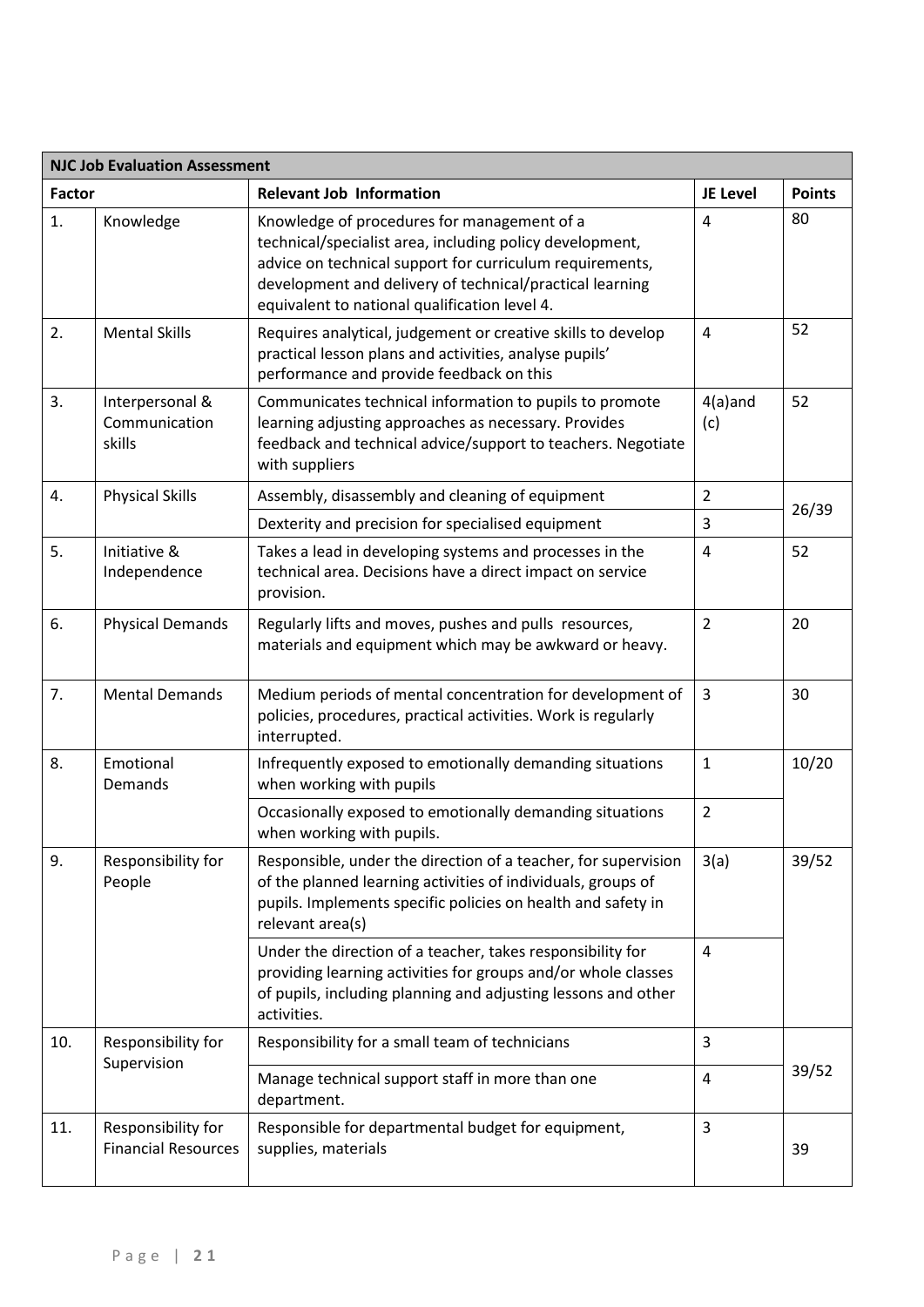| NJC Job Evaluation Assessment | | | | |
|---|---|---|---|---|
| **Factor** | | **Relevant Job Information** | **JE Level** | **Points** |
| 1. | Knowledge | Knowledge of procedures for management of a technical/specialist area, including policy development, advice on technical support for curriculum requirements, development and delivery of technical/practical learning equivalent to national qualification level 4. | 4 | 80 |
| 2. | Mental Skills | Requires analytical, judgement or creative skills to develop practical lesson plans and activities, analyse pupils' performance and provide feedback on this | 4 | 52 |
| 3. | Interpersonal & Communication skills | Communicates technical information to pupils to promote learning adjusting approaches as necessary. Provides feedback and technical advice/support to teachers. Negotiate with suppliers | 4(a)and (c) | 52 |
| 4. | Physical Skills | Assembly, disassembly and cleaning of equipment | 2 | 26/39 |
| | | Dexterity and precision for specialised equipment | 3 | |
| 5. | Initiative & Independence | Takes a lead in developing systems and processes in the technical area. Decisions have a direct impact on service provision. | 4 | 52 |
| 6. | Physical Demands | Regularly lifts and moves, pushes and pulls resources, materials and equipment which may be awkward or heavy. | 2 | 20 |
| 7. | Mental Demands | Medium periods of mental concentration for development of policies, procedures, practical activities. Work is regularly interrupted. | 3 | 30 |
| 8. | Emotional Demands | Infrequently exposed to emotionally demanding situations when working with pupils | 1 | 10/20 |
| | | Occasionally exposed to emotionally demanding situations when working with pupils. | 2 | |
| 9. | Responsibility for People | Responsible, under the direction of a teacher, for supervision of the planned learning activities of individuals, groups of pupils. Implements specific policies on health and safety in relevant area(s) | 3(a) | 39/52 |
| | | Under the direction of a teacher, takes responsibility for providing learning activities for groups and/or whole classes of pupils, including planning and adjusting lessons and other activities. | 4 | |
| 10. | Responsibility for Supervision | Responsibility for a small team of technicians | 3 | 39/52 |
| | | Manage technical support staff in more than one department. | 4 | |
| 11. | Responsibility for Financial Resources | Responsible for departmental budget for equipment, supplies, materials | 3 | 39 |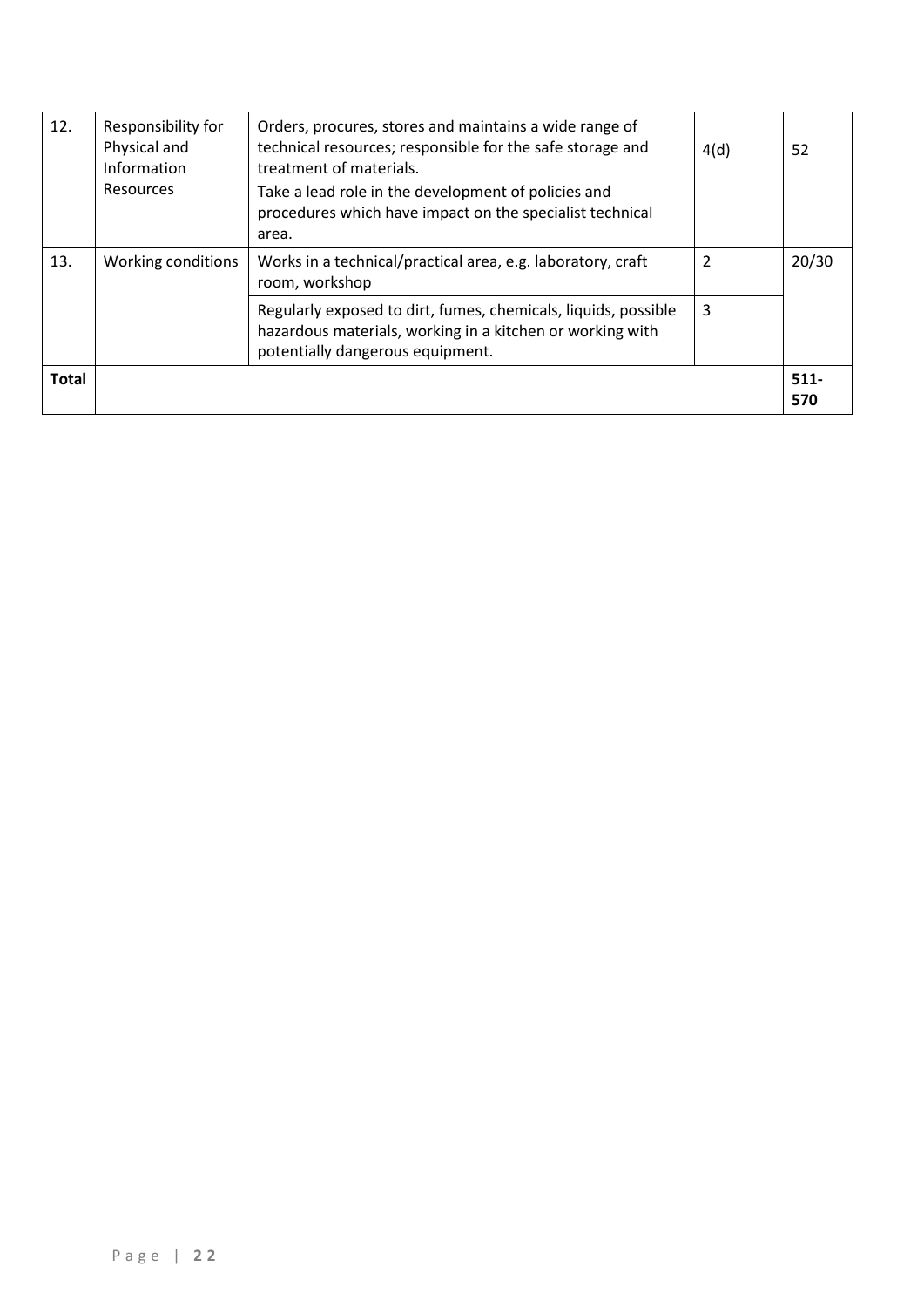| | | | | |
|---|---|---|---|---|
| 12. | Responsibility for Physical and Information Resources | Orders, procures, stores and maintains a wide range of technical resources; responsible for the safe storage and treatment of materials.<br>Take a lead role in the development of policies and procedures which have impact on the specialist technical area. | 4(d) | 52 |
| 13. | Working conditions | Works in a technical/practical area, e.g. laboratory, craft room, workshop | 2 | 20/30 |
| | | Regularly exposed to dirt, fumes, chemicals, liquids, possible hazardous materials, working in a kitchen or working with potentially dangerous equipment. | 3 | |
| **Total** | | | | **511-570** |